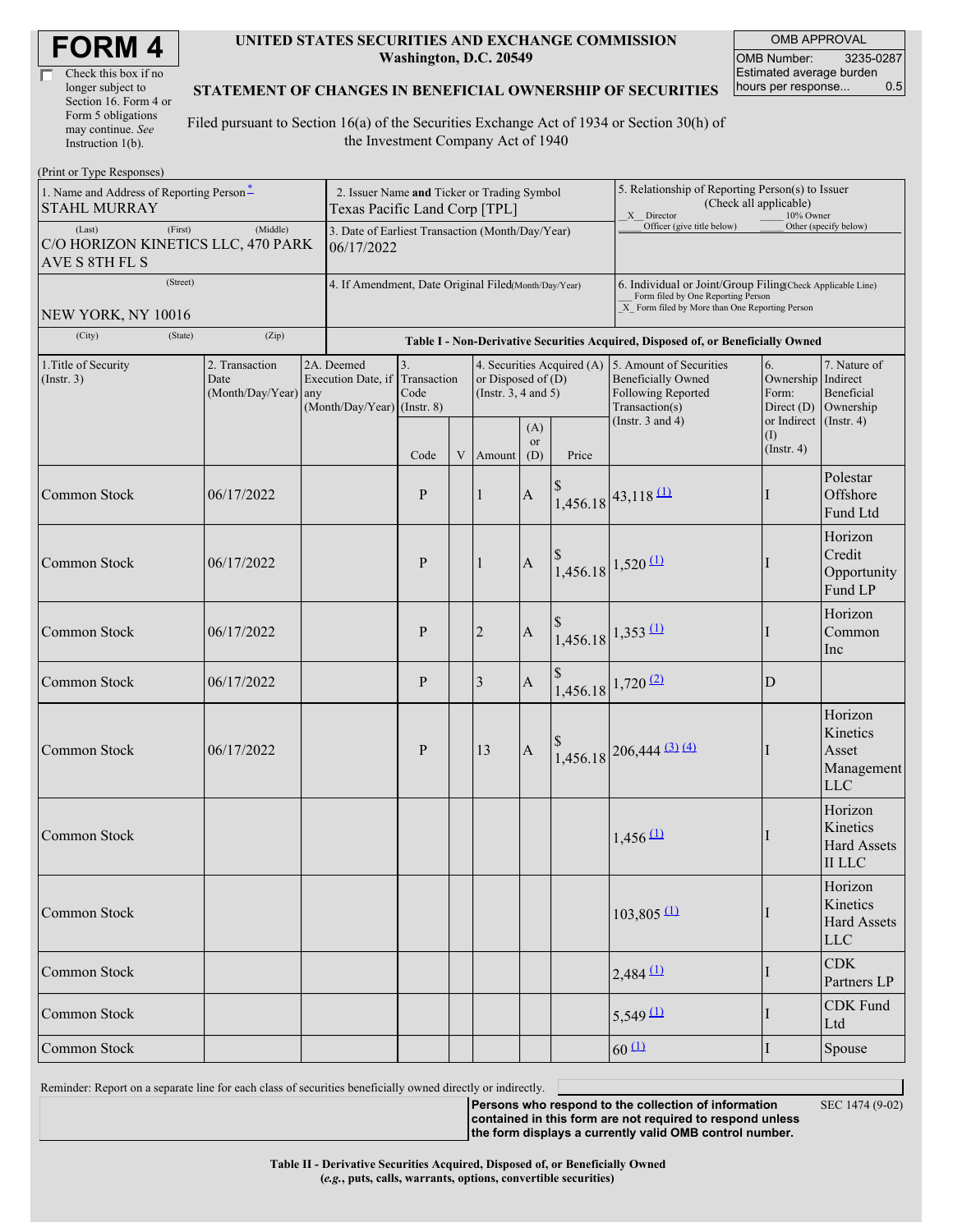# FORM 4

☐ Check this box if no longer subject to Section 16. Form 4 or Form 5 obligations may continue. *See* Instruction 1(b).

**UNITED STATES SECURITIES AND EXCHANGE COMMISSION**
**Washington, D.C. 20549**

**STATEMENT OF CHANGES IN BENEFICIAL OWNERSHIP OF SECURITIES**

Filed pursuant to Section 16(a) of the Securities Exchange Act of 1934 or Section 30(h) of the Investment Company Act of 1940

| OMB APPROVAL | |
|---|---|
| OMB Number: | 3235-0287 |
| Estimated average burden hours per response... | 0.5 |

(Print or Type Responses)

| 1. Name and Address of Reporting Person* | 2. Issuer Name and Ticker or Trading Symbol | 5. Relationship of Reporting Person(s) to Issuer (Check all applicable) |
|---|---|---|
| STAHL MURRAY | Texas Pacific Land Corp [TPL] | X Director ___ 10% Owner ___ Officer (give title below) ___ Other (specify below) |
| (Last) (First) (Middle) C/O HORIZON KINETICS LLC, 470 PARK AVE S 8TH FL S | 3. Date of Earliest Transaction (Month/Day/Year) 06/17/2022 | |
| (Street) NEW YORK, NY 10016 | 4. If Amendment, Date Original Filed(Month/Day/Year) | 6. Individual or Joint/Group Filing(Check Applicable Line) ___ Form filed by One Reporting Person X Form filed by More than One Reporting Person |
| (City) (State) (Zip) | | |

**Table I - Non-Derivative Securities Acquired, Disposed of, or Beneficially Owned**

| 1.Title of Security (Instr. 3) | 2. Transaction Date (Month/Day/Year) | 2A. Deemed Execution Date, if any (Month/Day/Year) | 3. Transaction Code (Instr. 8) | | 4. Securities Acquired (A) or Disposed of (D) (Instr. 3, 4 and 5) | | | 5. Amount of Securities Beneficially Owned Following Reported Transaction(s) (Instr. 3 and 4) | 6. Ownership Form: Direct (D) or Indirect (I) (Instr. 4) | 7. Nature of Indirect Beneficial Ownership (Instr. 4) |
|---|---|---|---|---|---|---|---|---|---|---|
| | | | Code | V | Amount | (A) or (D) | Price | | | |
| Common Stock | 06/17/2022 | | P | | 1 | A | $ 1,456.18 | 43,118 (1) | I | Polestar Offshore Fund Ltd |
| Common Stock | 06/17/2022 | | P | | 1 | A | $ 1,456.18 | 1,520 (1) | I | Horizon Credit Opportunity Fund LP |
| Common Stock | 06/17/2022 | | P | | 2 | A | $ 1,456.18 | 1,353 (1) | I | Horizon Common Inc |
| Common Stock | 06/17/2022 | | P | | 3 | A | $ 1,456.18 | 1,720 (2) | D | |
| Common Stock | 06/17/2022 | | P | | 13 | A | $ 1,456.18 | 206,444 (3) (4) | I | Horizon Kinetics Asset Management LLC |
| Common Stock | | | | | | | | 1,456 (1) | I | Horizon Kinetics Hard Assets II LLC |
| Common Stock | | | | | | | | 103,805 (1) | I | Horizon Kinetics Hard Assets LLC |
| Common Stock | | | | | | | | 2,484 (1) | I | CDK Partners LP |
| Common Stock | | | | | | | | 5,549 (1) | I | CDK Fund Ltd |
| Common Stock | | | | | | | | 60 (1) | I | Spouse |

Reminder: Report on a separate line for each class of securities beneficially owned directly or indirectly.

**Persons who respond to the collection of information contained in this form are not required to respond unless the form displays a currently valid OMB control number.** SEC 1474 (9-02)

**Table II - Derivative Securities Acquired, Disposed of, or Beneficially Owned**
**(*e.g.*, puts, calls, warrants, options, convertible securities)**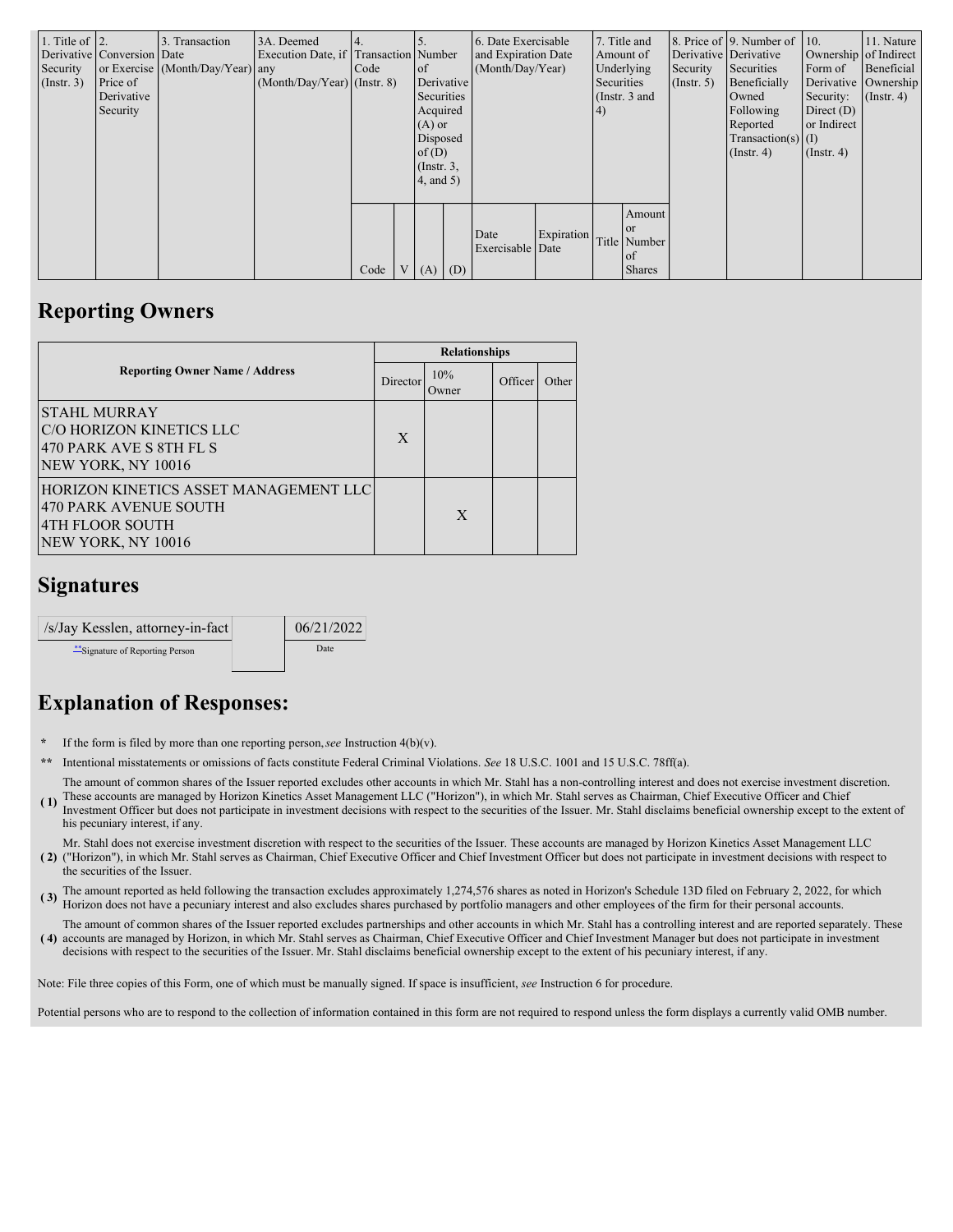| 1. Title of Derivative Security (Instr. 3) | 2. Conversion or Exercise Price of Derivative Security | 3. Transaction Date (Month/Day/Year) | 3A. Deemed Execution Date, if any (Month/Day/Year) | 4. Transaction Code (Instr. 8) | | 5. Number of Derivative Securities Acquired (A) or Disposed of (D) (Instr. 3, 4, and 5) | | 6. Date Exercisable and Expiration Date (Month/Day/Year) | | 7. Title and Amount of Underlying Securities (Instr. 3 and 4) | | 8. Price of Derivative Security (Instr. 5) | 9. Number of Derivative Securities Beneficially Owned Following Reported Transaction(s) (Instr. 4) | 10. Ownership Form of Derivative Security: Direct (D) or Indirect (I) (Instr. 4) | 11. Nature of Indirect Beneficial Ownership (Instr. 4) |
|---|---|---|---|---|---|---|---|---|---|---|---|---|---|---|---|
| | | | | Code | V | (A) | (D) | Date Exercisable | Expiration Date | Title | Amount or Number of Shares | | | | |

## Reporting Owners

| Reporting Owner Name / Address | Relationships | | | |
|---|---|---|---|---|
| | Director | 10% Owner | Officer | Other |
| STAHL MURRAY<br>C/O HORIZON KINETICS LLC<br>470 PARK AVE S 8TH FL S<br>NEW YORK, NY 10016 | X | | | |
| HORIZON KINETICS ASSET MANAGEMENT LLC<br>470 PARK AVENUE SOUTH<br>4TH FLOOR SOUTH<br>NEW YORK, NY 10016 | | X | | |

## Signatures

| /s/Jay Kesslen, attorney-in-fact | | 06/21/2022 |
|---|---|---|
| **Signature of Reporting Person | | Date |

## Explanation of Responses:

\* If the form is filed by more than one reporting person, *see* Instruction 4(b)(v).

\*\* Intentional misstatements or omissions of facts constitute Federal Criminal Violations. *See* 18 U.S.C. 1001 and 15 U.S.C. 78ff(a).

( 1) The amount of common shares of the Issuer reported excludes other accounts in which Mr. Stahl has a non-controlling interest and does not exercise investment discretion. These accounts are managed by Horizon Kinetics Asset Management LLC ("Horizon"), in which Mr. Stahl serves as Chairman, Chief Executive Officer and Chief Investment Officer but does not participate in investment decisions with respect to the securities of the Issuer. Mr. Stahl disclaims beneficial ownership except to the extent of his pecuniary interest, if any.

( 2) Mr. Stahl does not exercise investment discretion with respect to the securities of the Issuer. These accounts are managed by Horizon Kinetics Asset Management LLC ("Horizon"), in which Mr. Stahl serves as Chairman, Chief Executive Officer and Chief Investment Officer but does not participate in investment decisions with respect to the securities of the Issuer.

( 3) The amount reported as held following the transaction excludes approximately 1,274,576 shares as noted in Horizon's Schedule 13D filed on February 2, 2022, for which Horizon does not have a pecuniary interest and also excludes shares purchased by portfolio managers and other employees of the firm for their personal accounts.

( 4) The amount of common shares of the Issuer reported excludes partnerships and other accounts in which Mr. Stahl has a controlling interest and are reported separately. These accounts are managed by Horizon, in which Mr. Stahl serves as Chairman, Chief Executive Officer and Chief Investment Manager but does not participate in investment decisions with respect to the securities of the Issuer. Mr. Stahl disclaims beneficial ownership except to the extent of his pecuniary interest, if any.

Note: File three copies of this Form, one of which must be manually signed. If space is insufficient, *see* Instruction 6 for procedure.

Potential persons who are to respond to the collection of information contained in this form are not required to respond unless the form displays a currently valid OMB number.